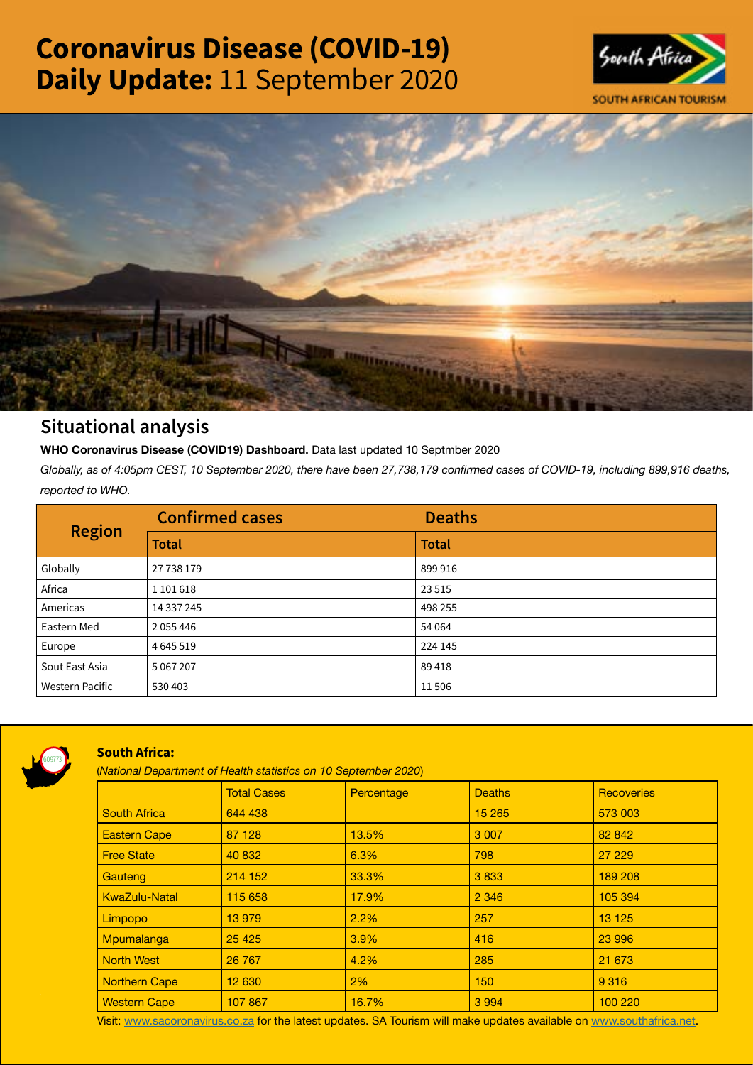# Coronavirus Disease (COVID-19) Daily Update: 11 September 2020

## Situational analysis

**WHO Coronavirus Disease (COVID19) Dashboard.** Data last updated 10 Septmber 2020

*Globally, as of 4:05pm CEST, 10 September 2020, there have been 27,738,179 confirmed cases of COVID-19, including 899,916 deaths, reported to WHO.*

| Region | Confirmed cases | Deaths |
|---|---|---|
| | Total | Total |
| Globally | 27 738 179 | 899 916 |
| Africa | 1 101 618 | 23 515 |
| Americas | 14 337 245 | 498 255 |
| Eastern Med | 2 055 446 | 54 064 |
| Europe | 4 645 519 | 224 145 |
| Sout East Asia | 5 067 207 | 89 418 |
| Western Pacific | 530 403 | 11 506 |

### South Africa:

(*National Department of Health statistics on 10 September 2020*)

| | Total Cases | Percentage | Deaths | Recoveries |
|---|---|---|---|---|
| South Africa | 644 438 | | 15 265 | 573 003 |
| Eastern Cape | 87 128 | 13.5% | 3 007 | 82 842 |
| Free State | 40 832 | 6.3% | 798 | 27 229 |
| Gauteng | 214 152 | 33.3% | 3 833 | 189 208 |
| KwaZulu-Natal | 115 658 | 17.9% | 2 346 | 105 394 |
| Limpopo | 13 979 | 2.2% | 257 | 13 125 |
| Mpumalanga | 25 425 | 3.9% | 416 | 23 996 |
| North West | 26 767 | 4.2% | 285 | 21 673 |
| Northern Cape | 12 630 | 2% | 150 | 9 316 |
| Western Cape | 107 867 | 16.7% | 3 994 | 100 220 |

Visit: www.sacoronavirus.co.za for the latest updates. SA Tourism will make updates available on www.southafrica.net.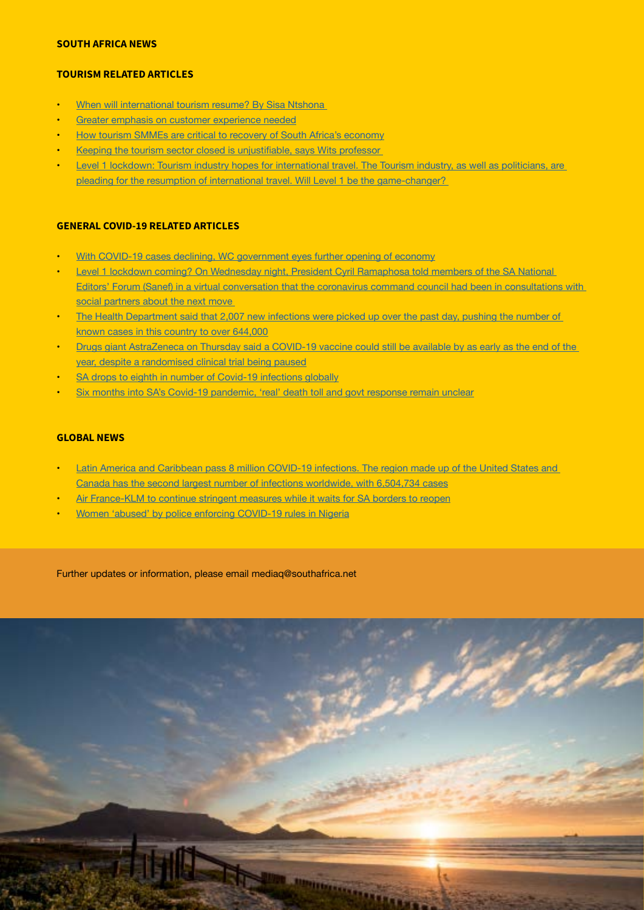#### SOUTH AFRICA NEWS

#### TOURISM RELATED ARTICLES

- When will international tourism resume? By Sisa Ntshona
- Greater emphasis on customer experience needed
- How tourism SMMEs are critical to recovery of South Africa's economy
- Keeping the tourism sector closed is unjustifiable, says Wits professor
- Level 1 lockdown: Tourism industry hopes for international travel. The Tourism industry, as well as politicians, are pleading for the resumption of international travel. Will Level 1 be the game-changer?

#### GENERAL COVID-19 RELATED ARTICLES

- With COVID-19 cases declining, WC government eyes further opening of economy
- Level 1 lockdown coming? On Wednesday night, President Cyril Ramaphosa told members of the SA National Editors' Forum (Sanef) in a virtual conversation that the coronavirus command council had been in consultations with social partners about the next move
- The Health Department said that 2,007 new infections were picked up over the past day, pushing the number of known cases in this country to over 644,000
- Drugs giant AstraZeneca on Thursday said a COVID-19 vaccine could still be available by as early as the end of the year, despite a randomised clinical trial being paused
- SA drops to eighth in number of Covid-19 infections globally
- Six months into SA's Covid-19 pandemic, 'real' death toll and govt response remain unclear

#### GLOBAL NEWS

- Latin America and Caribbean pass 8 million COVID-19 infections. The region made up of the United States and Canada has the second largest number of infections worldwide, with 6,504,734 cases
- Air France-KLM to continue stringent measures while it waits for SA borders to reopen
- Women 'abused' by police enforcing COVID-19 rules in Nigeria

Further updates or information, please email mediaq@southafrica.net